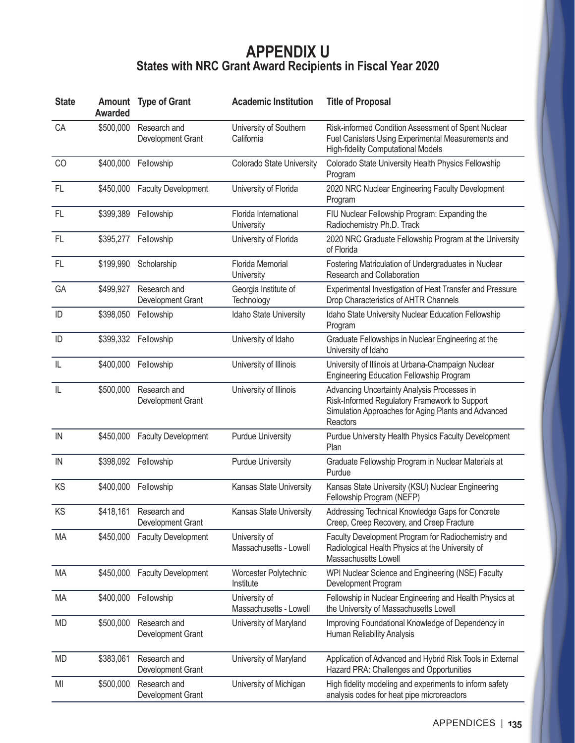# APPENDIX U

## States with NRC Grant Award Recipients in Fiscal Year 2020

| State | Amount Awarded | Type of Grant | Academic Institution | Title of Proposal |
|---|---|---|---|---|
| CA | $500,000 | Research and Development Grant | University of Southern California | Risk-informed Condition Assessment of Spent Nuclear Fuel Canisters Using Experimental Measurements and High-fidelity Computational Models |
| CO | $400,000 | Fellowship | Colorado State University | Colorado State University Health Physics Fellowship Program |
| FL | $450,000 | Faculty Development | University of Florida | 2020 NRC Nuclear Engineering Faculty Development Program |
| FL | $399,389 | Fellowship | Florida International University | FIU Nuclear Fellowship Program: Expanding the Radiochemistry Ph.D. Track |
| FL | $395,277 | Fellowship | University of Florida | 2020 NRC Graduate Fellowship Program at the University of Florida |
| FL | $199,990 | Scholarship | Florida Memorial University | Fostering Matriculation of Undergraduates in Nuclear Research and Collaboration |
| GA | $499,927 | Research and Development Grant | Georgia Institute of Technology | Experimental Investigation of Heat Transfer and Pressure Drop Characteristics of AHTR Channels |
| ID | $398,050 | Fellowship | Idaho State University | Idaho State University Nuclear Education Fellowship Program |
| ID | $399,332 | Fellowship | University of Idaho | Graduate Fellowships in Nuclear Engineering at the University of Idaho |
| IL | $400,000 | Fellowship | University of Illinois | University of Illinois at Urbana-Champaign Nuclear Engineering Education Fellowship Program |
| IL | $500,000 | Research and Development Grant | University of Illinois | Advancing Uncertainty Analysis Processes in Risk-Informed Regulatory Framework to Support Simulation Approaches for Aging Plants and Advanced Reactors |
| IN | $450,000 | Faculty Development | Purdue University | Purdue University Health Physics Faculty Development Plan |
| IN | $398,092 | Fellowship | Purdue University | Graduate Fellowship Program in Nuclear Materials at Purdue |
| KS | $400,000 | Fellowship | Kansas State University | Kansas State University (KSU) Nuclear Engineering Fellowship Program (NEFP) |
| KS | $418,161 | Research and Development Grant | Kansas State University | Addressing Technical Knowledge Gaps for Concrete Creep, Creep Recovery, and Creep Fracture |
| MA | $450,000 | Faculty Development | University of Massachusetts - Lowell | Faculty Development Program for Radiochemistry and Radiological Health Physics at the University of Massachusetts Lowell |
| MA | $450,000 | Faculty Development | Worcester Polytechnic Institute | WPI Nuclear Science and Engineering (NSE) Faculty Development Program |
| MA | $400,000 | Fellowship | University of Massachusetts - Lowell | Fellowship in Nuclear Engineering and Health Physics at the University of Massachusetts Lowell |
| MD | $500,000 | Research and Development Grant | University of Maryland | Improving Foundational Knowledge of Dependency in Human Reliability Analysis |
| MD | $383,061 | Research and Development Grant | University of Maryland | Application of Advanced and Hybrid Risk Tools in External Hazard PRA: Challenges and Opportunities |
| MI | $500,000 | Research and Development Grant | University of Michigan | High fidelity modeling and experiments to inform safety analysis codes for heat pipe microreactors |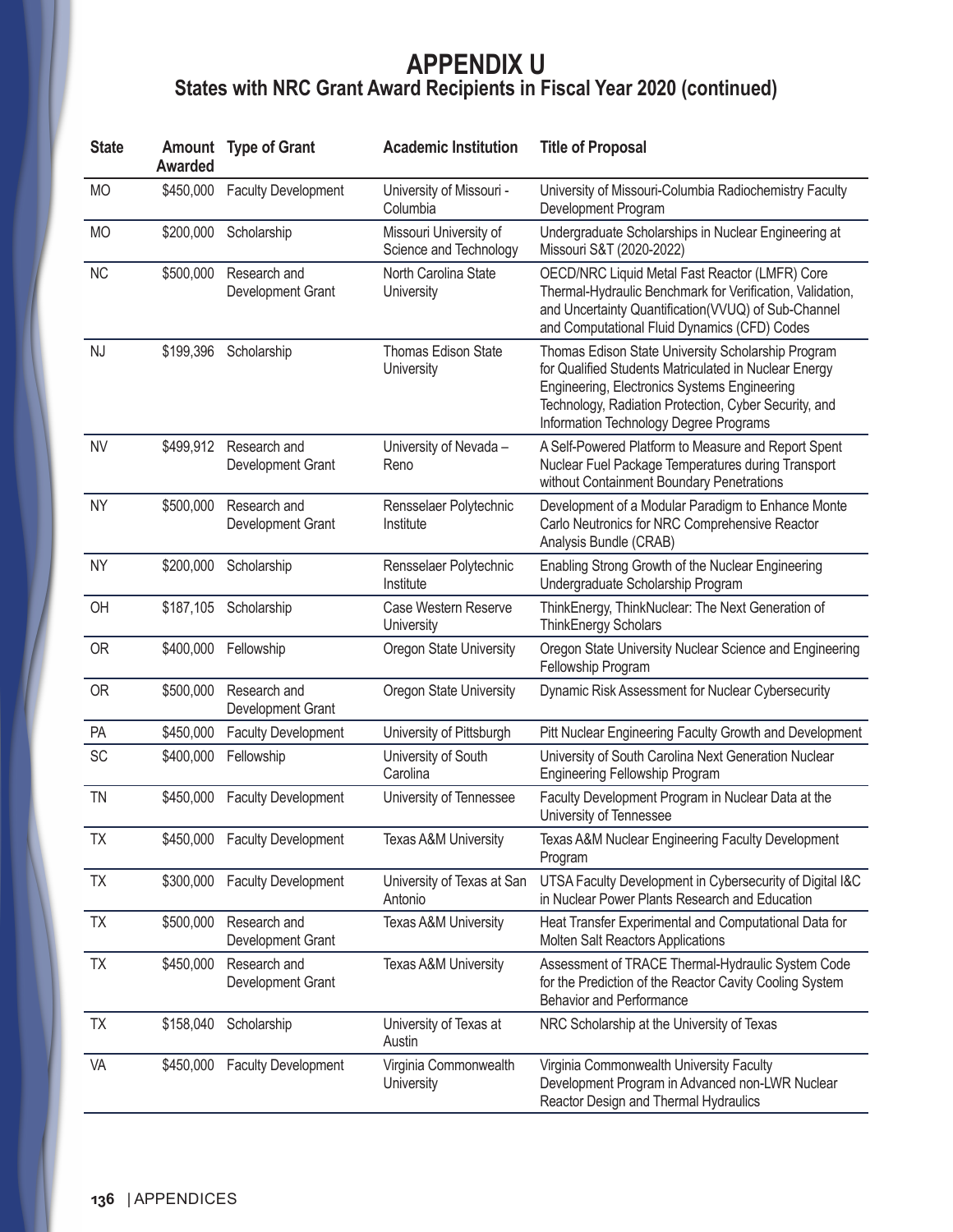# APPENDIX U

## States with NRC Grant Award Recipients in Fiscal Year 2020 (continued)

| State | Amount Awarded | Type of Grant | Academic Institution | Title of Proposal |
|---|---|---|---|---|
| MO | $450,000 | Faculty Development | University of Missouri - Columbia | University of Missouri-Columbia Radiochemistry Faculty Development Program |
| MO | $200,000 | Scholarship | Missouri University of Science and Technology | Undergraduate Scholarships in Nuclear Engineering at Missouri S&T (2020-2022) |
| NC | $500,000 | Research and Development Grant | North Carolina State University | OECD/NRC Liquid Metal Fast Reactor (LMFR) Core Thermal-Hydraulic Benchmark for Verification, Validation, and Uncertainty Quantification(VVUQ) of Sub-Channel and Computational Fluid Dynamics (CFD) Codes |
| NJ | $199,396 | Scholarship | Thomas Edison State University | Thomas Edison State University Scholarship Program for Qualified Students Matriculated in Nuclear Energy Engineering, Electronics Systems Engineering Technology, Radiation Protection, Cyber Security, and Information Technology Degree Programs |
| NV | $499,912 | Research and Development Grant | University of Nevada – Reno | A Self-Powered Platform to Measure and Report Spent Nuclear Fuel Package Temperatures during Transport without Containment Boundary Penetrations |
| NY | $500,000 | Research and Development Grant | Rensselaer Polytechnic Institute | Development of a Modular Paradigm to Enhance Monte Carlo Neutronics for NRC Comprehensive Reactor Analysis Bundle (CRAB) |
| NY | $200,000 | Scholarship | Rensselaer Polytechnic Institute | Enabling Strong Growth of the Nuclear Engineering Undergraduate Scholarship Program |
| OH | $187,105 | Scholarship | Case Western Reserve University | ThinkEnergy, ThinkNuclear: The Next Generation of ThinkEnergy Scholars |
| OR | $400,000 | Fellowship | Oregon State University | Oregon State University Nuclear Science and Engineering Fellowship Program |
| OR | $500,000 | Research and Development Grant | Oregon State University | Dynamic Risk Assessment for Nuclear Cybersecurity |
| PA | $450,000 | Faculty Development | University of Pittsburgh | Pitt Nuclear Engineering Faculty Growth and Development |
| SC | $400,000 | Fellowship | University of South Carolina | University of South Carolina Next Generation Nuclear Engineering Fellowship Program |
| TN | $450,000 | Faculty Development | University of Tennessee | Faculty Development Program in Nuclear Data at the University of Tennessee |
| TX | $450,000 | Faculty Development | Texas A&M University | Texas A&M Nuclear Engineering Faculty Development Program |
| TX | $300,000 | Faculty Development | University of Texas at San Antonio | UTSA Faculty Development in Cybersecurity of Digital I&C in Nuclear Power Plants Research and Education |
| TX | $500,000 | Research and Development Grant | Texas A&M University | Heat Transfer Experimental and Computational Data for Molten Salt Reactors Applications |
| TX | $450,000 | Research and Development Grant | Texas A&M University | Assessment of TRACE Thermal-Hydraulic System Code for the Prediction of the Reactor Cavity Cooling System Behavior and Performance |
| TX | $158,040 | Scholarship | University of Texas at Austin | NRC Scholarship at the University of Texas |
| VA | $450,000 | Faculty Development | Virginia Commonwealth University | Virginia Commonwealth University Faculty Development Program in Advanced non-LWR Nuclear Reactor Design and Thermal Hydraulics |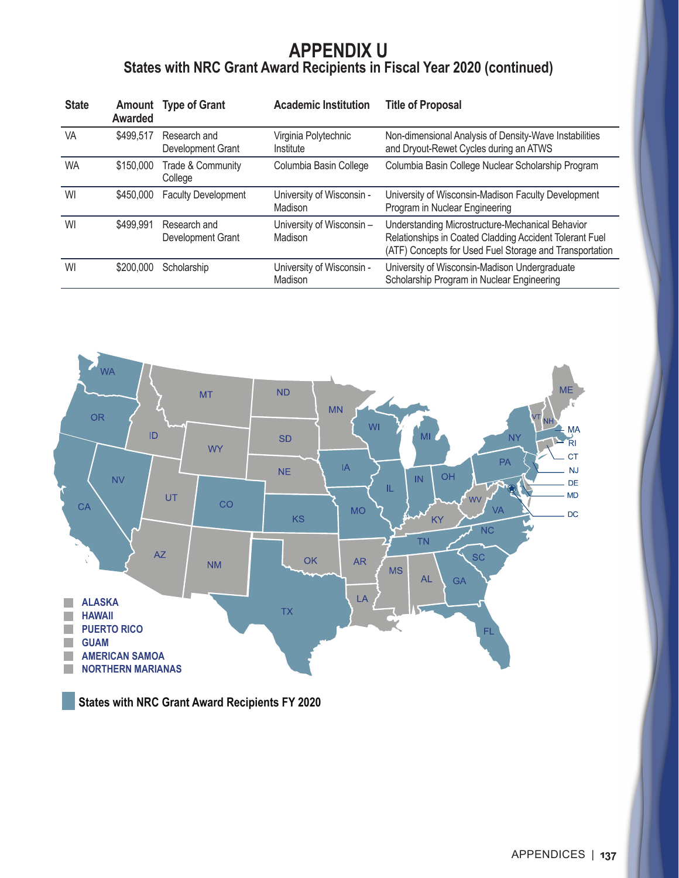# APPENDIX U

## States with NRC Grant Award Recipients in Fiscal Year 2020 (continued)

| State | Amount Awarded | Type of Grant | Academic Institution | Title of Proposal |
|---|---|---|---|---|
| VA | $499,517 | Research and Development Grant | Virginia Polytechnic Institute | Non-dimensional Analysis of Density-Wave Instabilities and Dryout-Rewet Cycles during an ATWS |
| WA | $150,000 | Trade & Community College | Columbia Basin College | Columbia Basin College Nuclear Scholarship Program |
| WI | $450,000 | Faculty Development | University of Wisconsin - Madison | University of Wisconsin-Madison Faculty Development Program in Nuclear Engineering |
| WI | $499,991 | Research and Development Grant | University of Wisconsin – Madison | Understanding Microstructure-Mechanical Behavior Relationships in Coated Cladding Accident Tolerant Fuel (ATF) Concepts for Used Fuel Storage and Transportation |
| WI | $200,000 | Scholarship | University of Wisconsin - Madison | University of Wisconsin-Madison Undergraduate Scholarship Program in Nuclear Engineering |

WA
OR
CA
NV
ID
MT
WY
UT
AZ
CO
NM
ND
SD
NE
KS
OK
TX
MN
IA
MO
AR
LA
WI
IL
MI
IN
OH
KY
TN
MS
AL
GA
FL
SC
NC
VA
WV
PA
NY
ME
VT
NH
MA
RI
CT
NJ
DE
MD
DC

ALASKA
HAWAII
PUERTO RICO
GUAM
AMERICAN SAMOA
NORTHERN MARIANAS

States with NRC Grant Award Recipients FY 2020